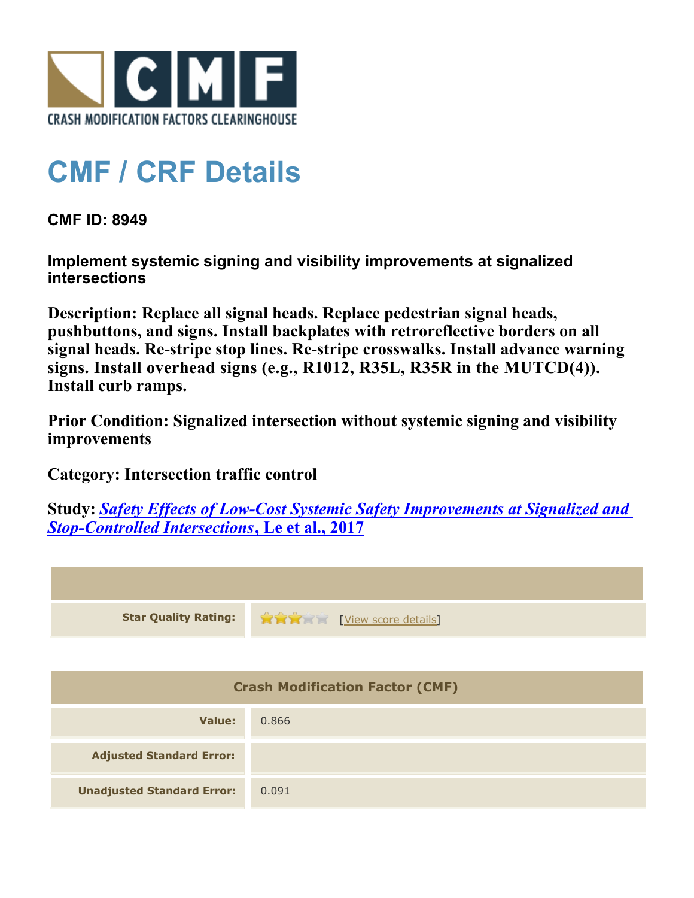CRASH MODIFICATION FACTORS CLEARINGHOUSE

# CMF / CRF Details

**CMF ID: 8949**

**Implement systemic signing and visibility improvements at signalized intersections**

**Description: Replace all signal heads. Replace pedestrian signal heads, pushbuttons, and signs. Install backplates with retroreflective borders on all signal heads. Re-stripe stop lines. Re-stripe crosswalks. Install advance warning signs. Install overhead signs (e.g., R1012, R35L, R35R in the MUTCD(4)). Install curb ramps.**

**Prior Condition: Signalized intersection without systemic signing and visibility improvements**

**Category: Intersection traffic control**

**Study: *Safety Effects of Low-Cost Systemic Safety Improvements at Signalized and Stop-Controlled Intersections*, Le et al., 2017**

| | |
|---|---|
| **Star Quality Rating:** | 3 of 5 stars [View score details] |

| Crash Modification Factor (CMF) | |
|---|---|
| **Value:** | 0.866 |
| **Adjusted Standard Error:** | |
| **Unadjusted Standard Error:** | 0.091 |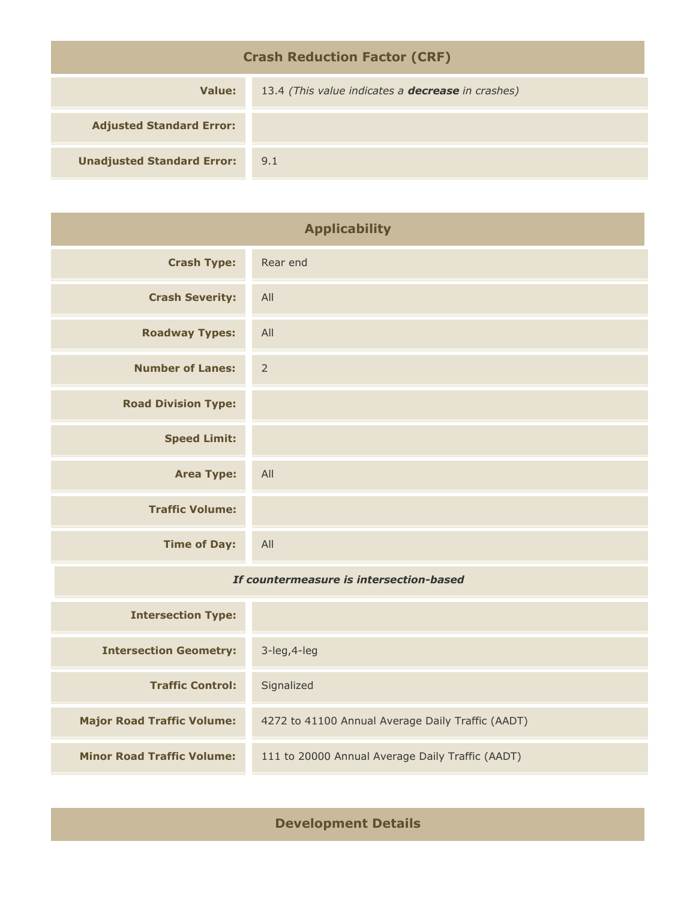## Crash Reduction Factor (CRF)

| | |
|---|---|
| **Value:** | 13.4 *(This value indicates a **decrease** in crashes)* |
| **Adjusted Standard Error:** | |
| **Unadjusted Standard Error:** | 9.1 |

## Applicability

| | |
|---|---|
| **Crash Type:** | Rear end |
| **Crash Severity:** | All |
| **Roadway Types:** | All |
| **Number of Lanes:** | 2 |
| **Road Division Type:** | |
| **Speed Limit:** | |
| **Area Type:** | All |
| **Traffic Volume:** | |
| **Time of Day:** | All |
| ***If countermeasure is intersection-based*** | |
| **Intersection Type:** | |
| **Intersection Geometry:** | 3-leg,4-leg |
| **Traffic Control:** | Signalized |
| **Major Road Traffic Volume:** | 4272 to 41100 Annual Average Daily Traffic (AADT) |
| **Minor Road Traffic Volume:** | 111 to 20000 Annual Average Daily Traffic (AADT) |

## Development Details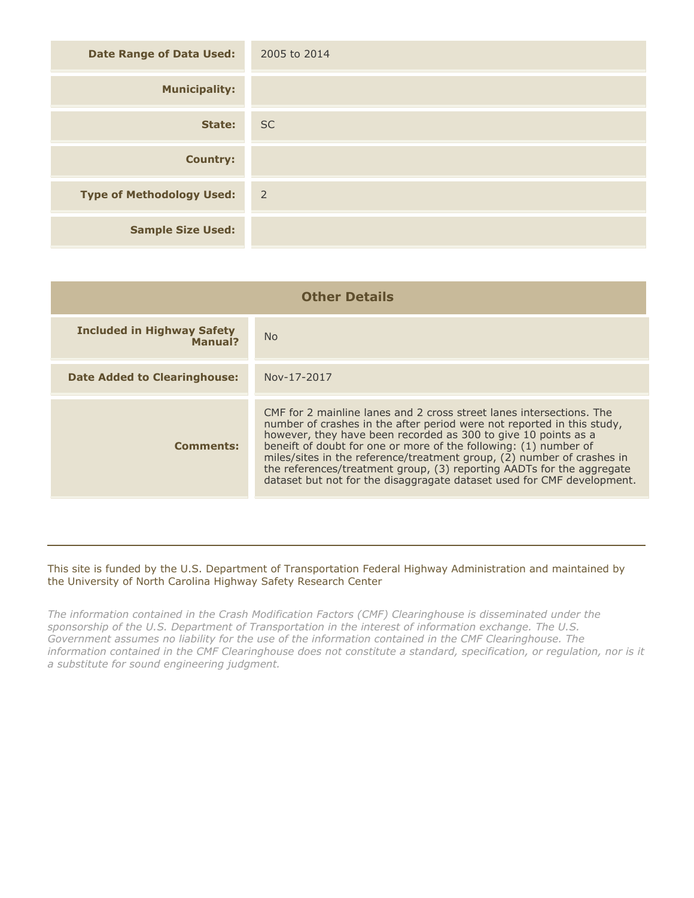| | |
|---|---|
| **Date Range of Data Used:** | 2005 to 2014 |
| **Municipality:** | |
| **State:** | SC |
| **Country:** | |
| **Type of Methodology Used:** | 2 |
| **Sample Size Used:** | |

## Other Details

| | |
|---|---|
| **Included in Highway Safety Manual?** | No |
| **Date Added to Clearinghouse:** | Nov-17-2017 |
| **Comments:** | CMF for 2 mainline lanes and 2 cross street lanes intersections. The number of crashes in the after period were not reported in this study, however, they have been recorded as 300 to give 10 points as a beneift of doubt for one or more of the following: (1) number of miles/sites in the reference/treatment group, (2) number of crashes in the references/treatment group, (3) reporting AADTs for the aggregate dataset but not for the disaggragate dataset used for CMF development. |

---

This site is funded by the U.S. Department of Transportation Federal Highway Administration and maintained by the University of North Carolina Highway Safety Research Center

*The information contained in the Crash Modification Factors (CMF) Clearinghouse is disseminated under the sponsorship of the U.S. Department of Transportation in the interest of information exchange. The U.S. Government assumes no liability for the use of the information contained in the CMF Clearinghouse. The information contained in the CMF Clearinghouse does not constitute a standard, specification, or regulation, nor is it a substitute for sound engineering judgment.*